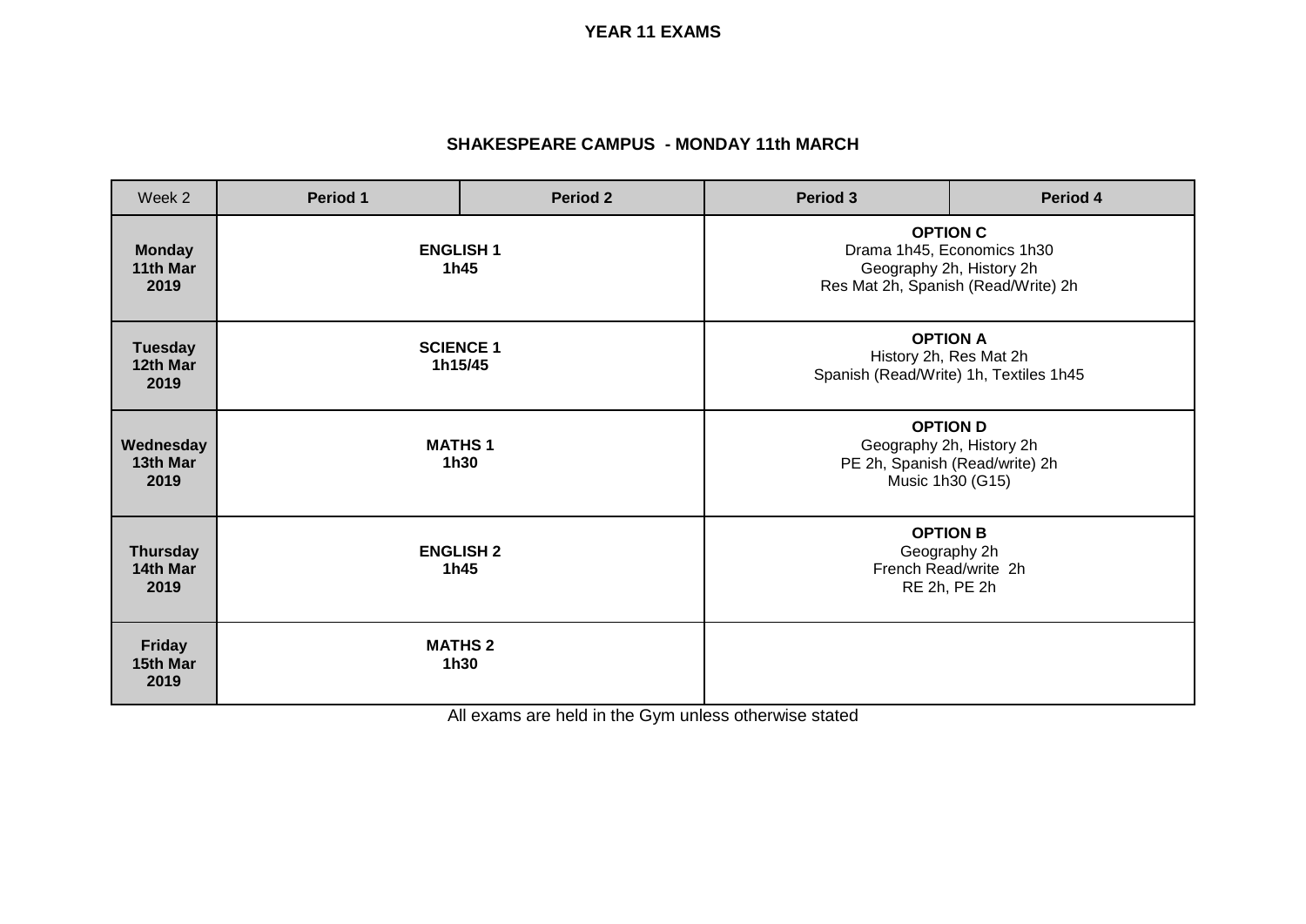# YEAR 11 EXAMS

## SHAKESPEARE CAMPUS - MONDAY 11th MARCH

| Week 2 | Period 1 | Period 2 | Period 3 | Period 4 |
|---|---|---|---|---|
| **Monday 11th Mar 2019** | **ENGLISH 1** **1h45** | | **OPTION C** Drama 1h45, Economics 1h30 Geography 2h, History 2h Res Mat 2h, Spanish (Read/Write) 2h | |
| **Tuesday 12th Mar 2019** | **SCIENCE 1** **1h15/45** | | **OPTION A** History 2h, Res Mat 2h Spanish (Read/Write) 1h, Textiles 1h45 | |
| **Wednesday 13th Mar 2019** | **MATHS 1** **1h30** | | **OPTION D** Geography 2h, History 2h PE 2h, Spanish (Read/write) 2h Music 1h30 (G15) | |
| **Thursday 14th Mar 2019** | **ENGLISH 2** **1h45** | | **OPTION B** Geography 2h French Read/write 2h RE 2h, PE 2h | |
| **Friday 15th Mar 2019** | **MATHS 2** **1h30** | | | |

All exams are held in the Gym unless otherwise stated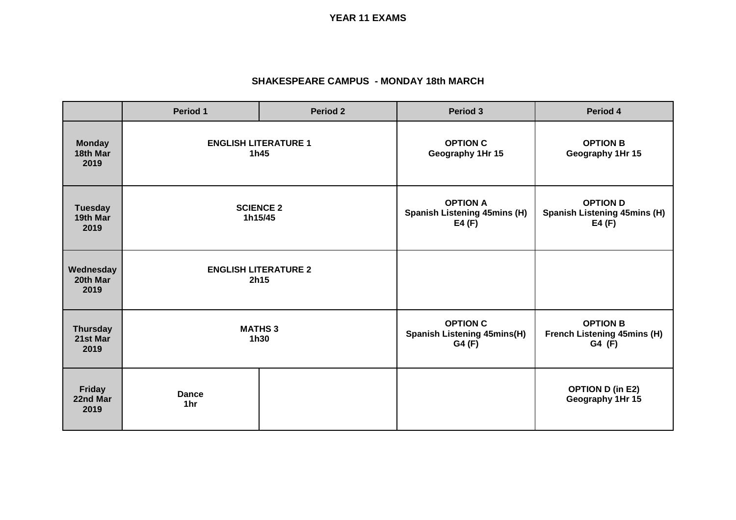**YEAR 11 EXAMS**

## SHAKESPEARE CAMPUS - MONDAY 18th MARCH

| | Period 1 | Period 2 | Period 3 | Period 4 |
|---|---|---|---|---|
| **Monday 18th Mar 2019** | **ENGLISH LITERATURE 1 1h45** | | **OPTION C Geography 1Hr 15** | **OPTION B Geography 1Hr 15** |
| **Tuesday 19th Mar 2019** | **SCIENCE 2 1h15/45** | | **OPTION A Spanish Listening 45mins (H) E4 (F)** | **OPTION D Spanish Listening 45mins (H) E4 (F)** |
| **Wednesday 20th Mar 2019** | **ENGLISH LITERATURE 2 2h15** | | | |
| **Thursday 21st Mar 2019** | **MATHS 3 1h30** | | **OPTION C Spanish Listening 45mins(H) G4 (F)** | **OPTION B French Listening 45mins (H) G4 (F)** |
| **Friday 22nd Mar 2019** | **Dance 1hr** | | | **OPTION D (in E2) Geography 1Hr 15** |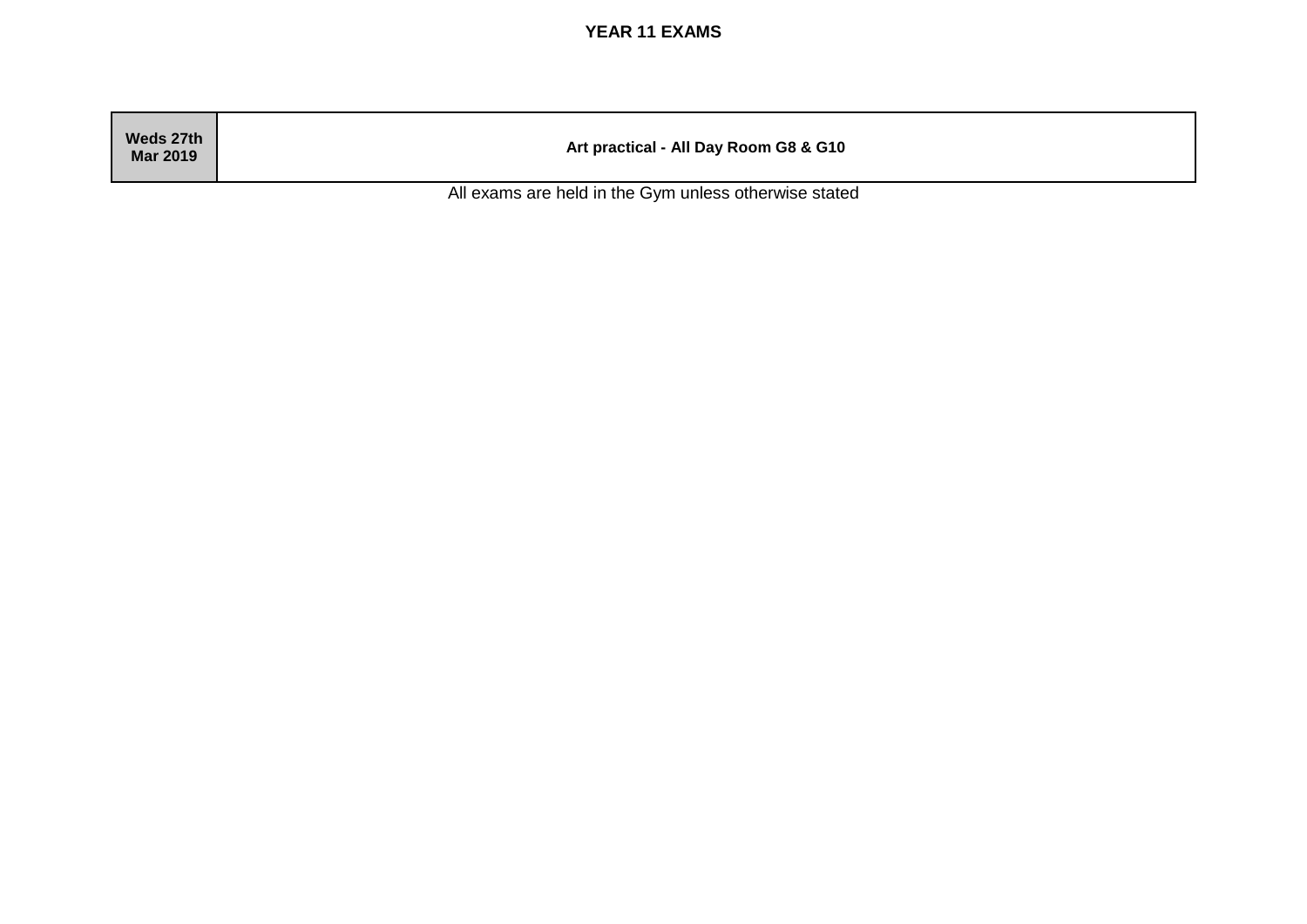**YEAR 11 EXAMS**

| | |
|---|---|
| **Weds 27th Mar 2019** | **Art practical - All Day Room G8 & G10** |

All exams are held in the Gym unless otherwise stated